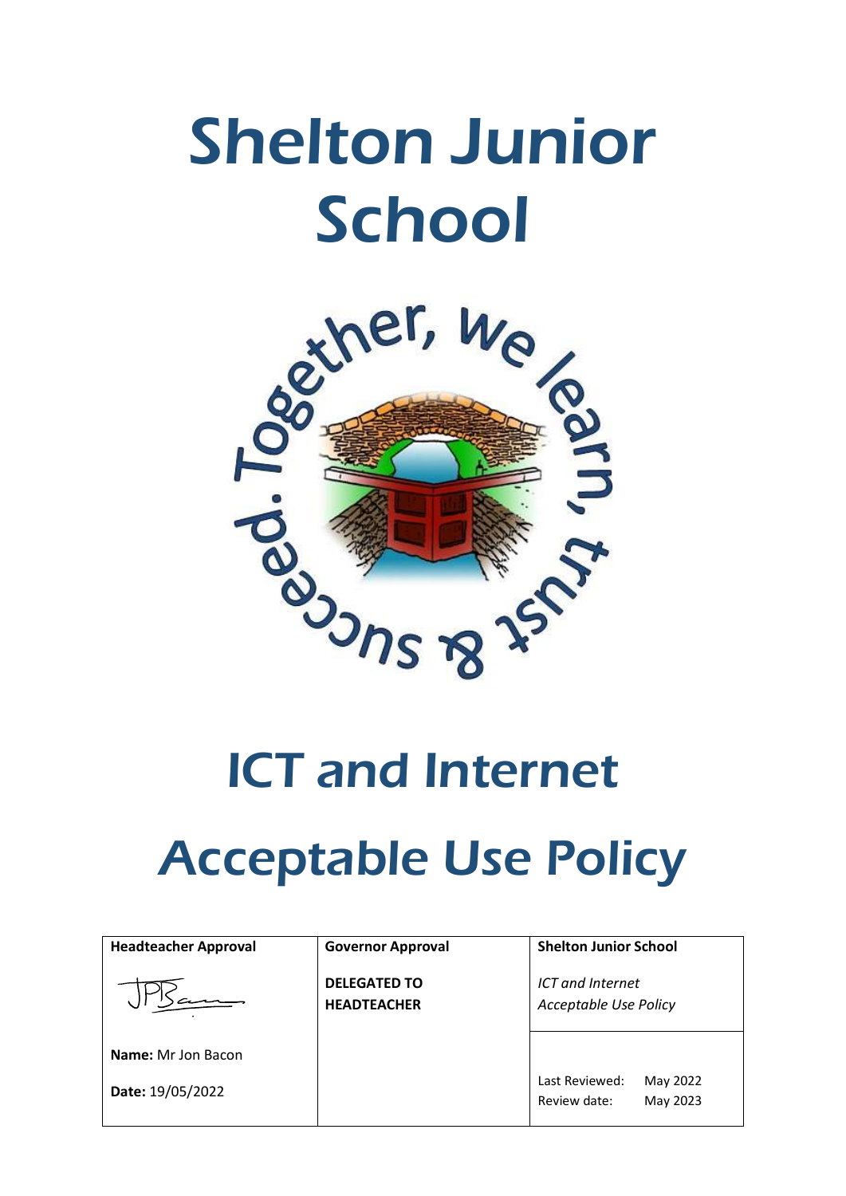# Shelton Junior School

Together, we learn, trust & succeed.

# ICT and Internet Acceptable Use Policy

| Headteacher Approval | Governor Approval | Shelton Junior School | |
|---|---|---|---|
| | **DELEGATED TO HEADTEACHER** | *ICT and Internet Acceptable Use Policy* | |
| **Name:** Mr Jon Bacon | | Last Reviewed: | May 2022 |
| **Date:** 19/05/2022 | | Review date: | May 2023 |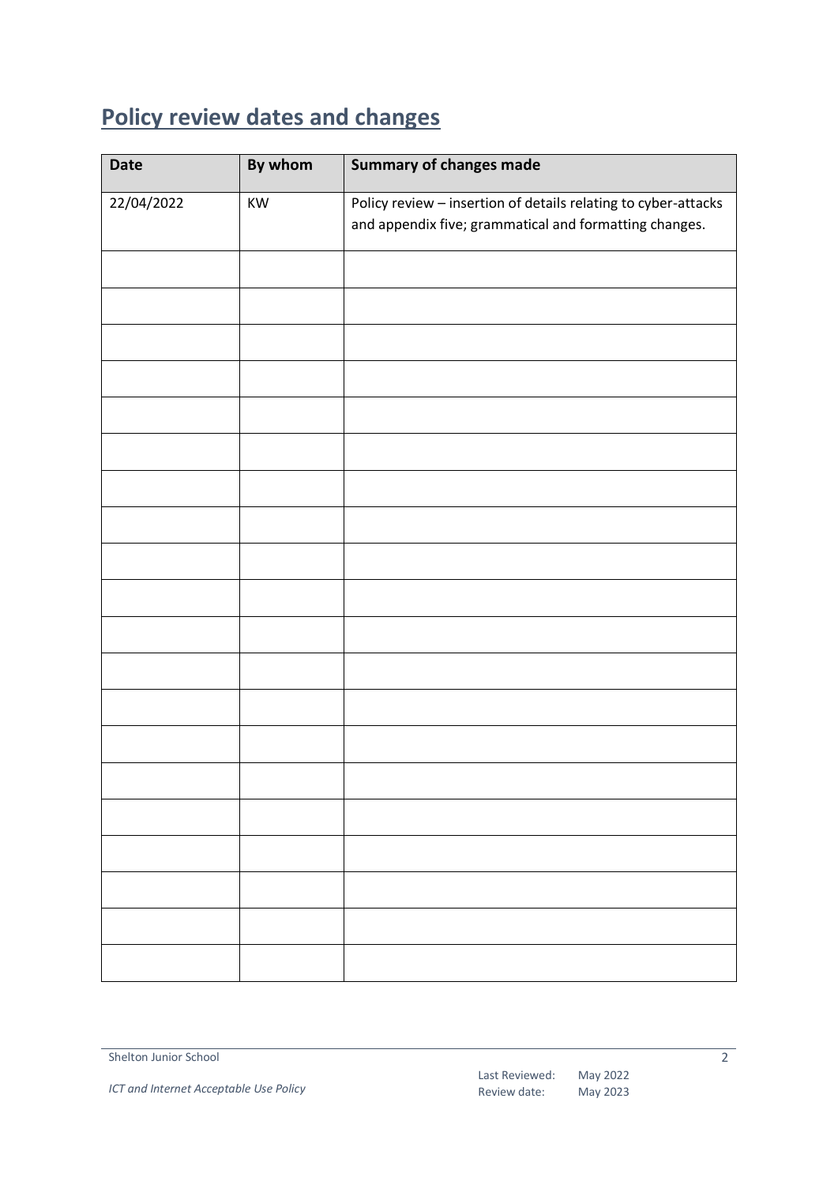## Policy review dates and changes

| Date | By whom | Summary of changes made |
| --- | --- | --- |
| 22/04/2022 | KW | Policy review – insertion of details relating to cyber-attacks and appendix five; grammatical and formatting changes. |
| | | |
| | | |
| | | |
| | | |
| | | |
| | | |
| | | |
| | | |
| | | |
| | | |
| | | |
| | | |
| | | |
| | | |
| | | |
| | | |
| | | |
| | | |
| | | |
| | | |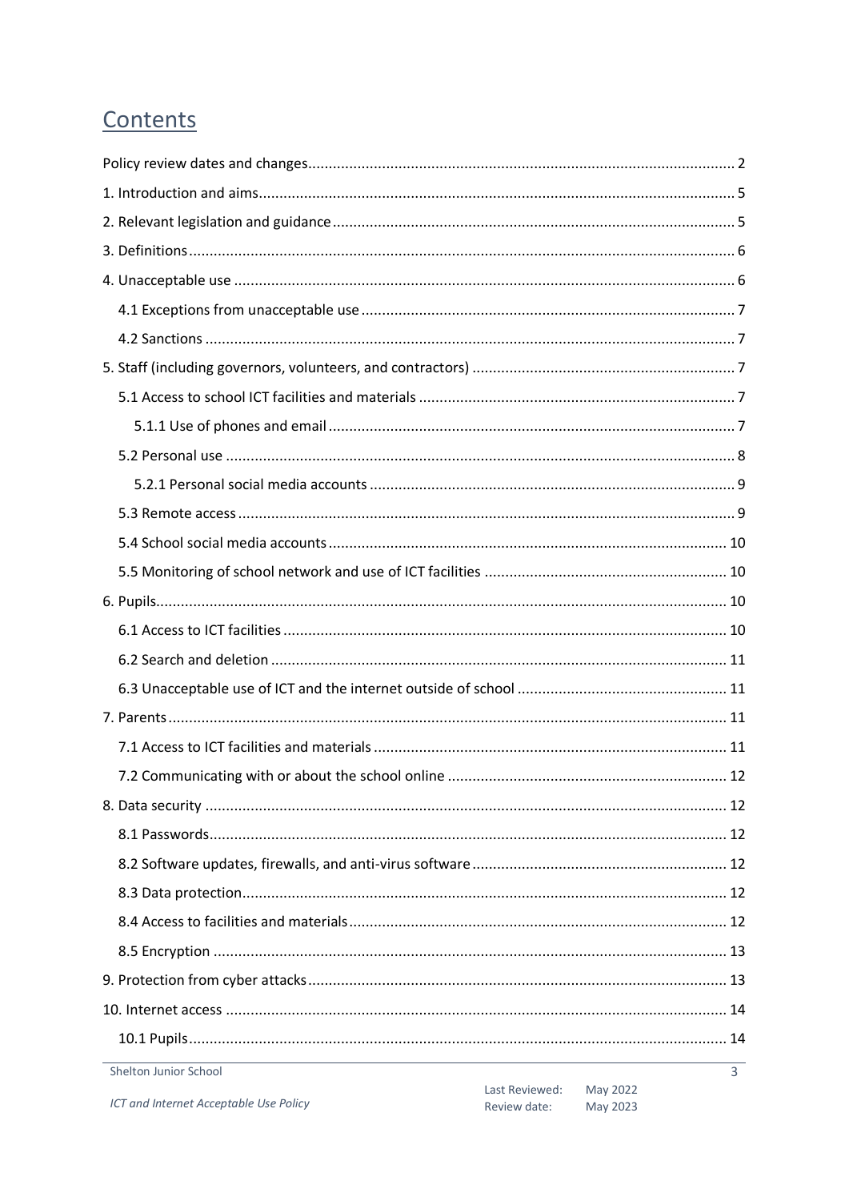# Contents

- Policy review dates and changes ... 2
- 1. Introduction and aims ... 5
- 2. Relevant legislation and guidance ... 5
- 3. Definitions ... 6
- 4. Unacceptable use ... 6
  - 4.1 Exceptions from unacceptable use ... 7
  - 4.2 Sanctions ... 7
- 5. Staff (including governors, volunteers, and contractors) ... 7
  - 5.1 Access to school ICT facilities and materials ... 7
    - 5.1.1 Use of phones and email ... 7
  - 5.2 Personal use ... 8
    - 5.2.1 Personal social media accounts ... 9
  - 5.3 Remote access ... 9
  - 5.4 School social media accounts ... 10
  - 5.5 Monitoring of school network and use of ICT facilities ... 10
- 6. Pupils ... 10
  - 6.1 Access to ICT facilities ... 10
  - 6.2 Search and deletion ... 11
  - 6.3 Unacceptable use of ICT and the internet outside of school ... 11
- 7. Parents ... 11
  - 7.1 Access to ICT facilities and materials ... 11
  - 7.2 Communicating with or about the school online ... 12
- 8. Data security ... 12
  - 8.1 Passwords ... 12
  - 8.2 Software updates, firewalls, and anti-virus software ... 12
  - 8.3 Data protection ... 12
  - 8.4 Access to facilities and materials ... 12
  - 8.5 Encryption ... 13
- 9. Protection from cyber attacks ... 13
- 10. Internet access ... 14
  - 10.1 Pupils ... 14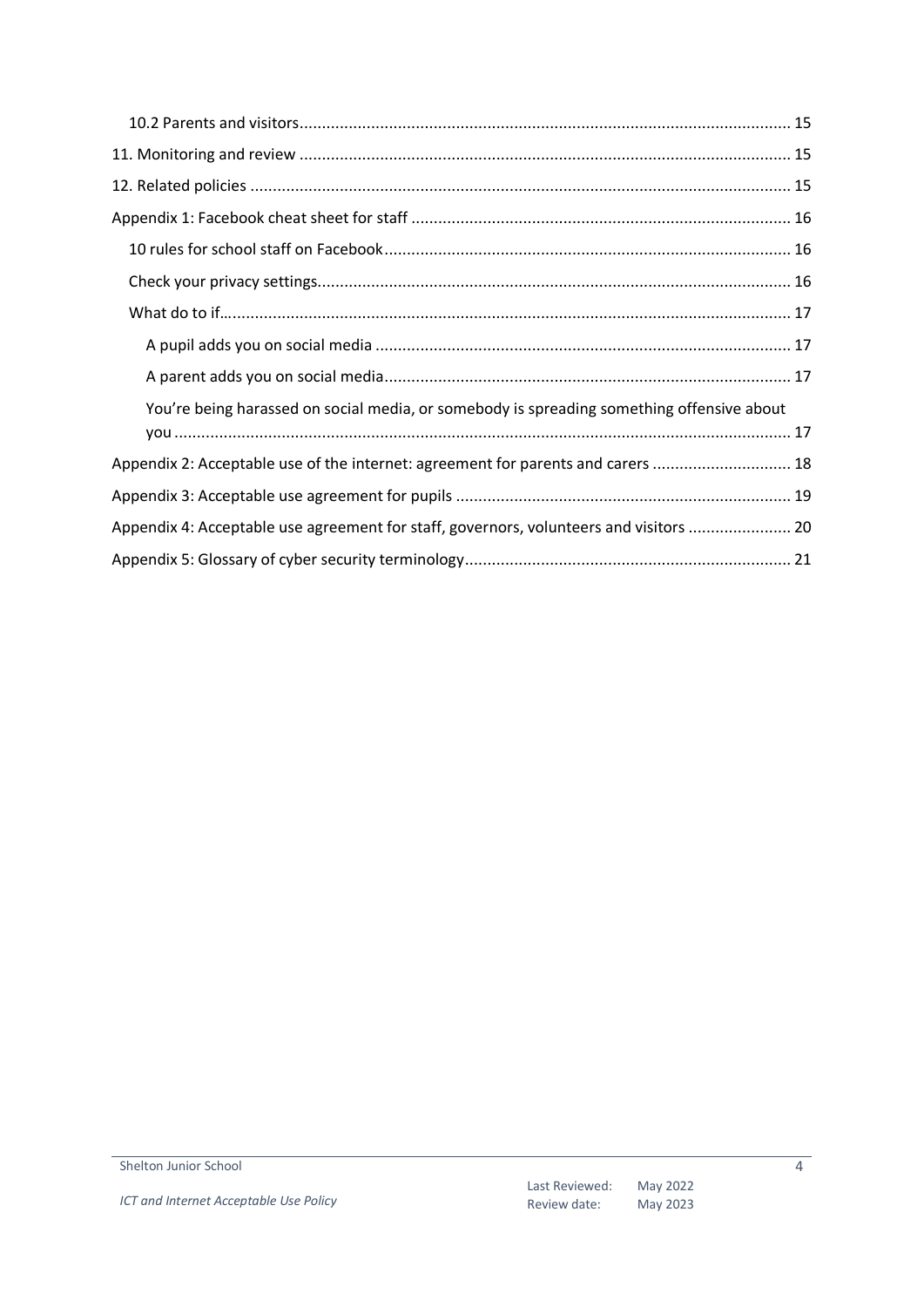- 10.2 Parents and visitors ... 15
- 11. Monitoring and review ... 15
- 12. Related policies ... 15
- Appendix 1: Facebook cheat sheet for staff ... 16
  - 10 rules for school staff on Facebook ... 16
  - Check your privacy settings ... 16
  - What do to if… ... 17
    - A pupil adds you on social media ... 17
    - A parent adds you on social media ... 17
    - You're being harassed on social media, or somebody is spreading something offensive about you ... 17
- Appendix 2: Acceptable use of the internet: agreement for parents and carers ... 18
- Appendix 3: Acceptable use agreement for pupils ... 19
- Appendix 4: Acceptable use agreement for staff, governors, volunteers and visitors ... 20
- Appendix 5: Glossary of cyber security terminology ... 21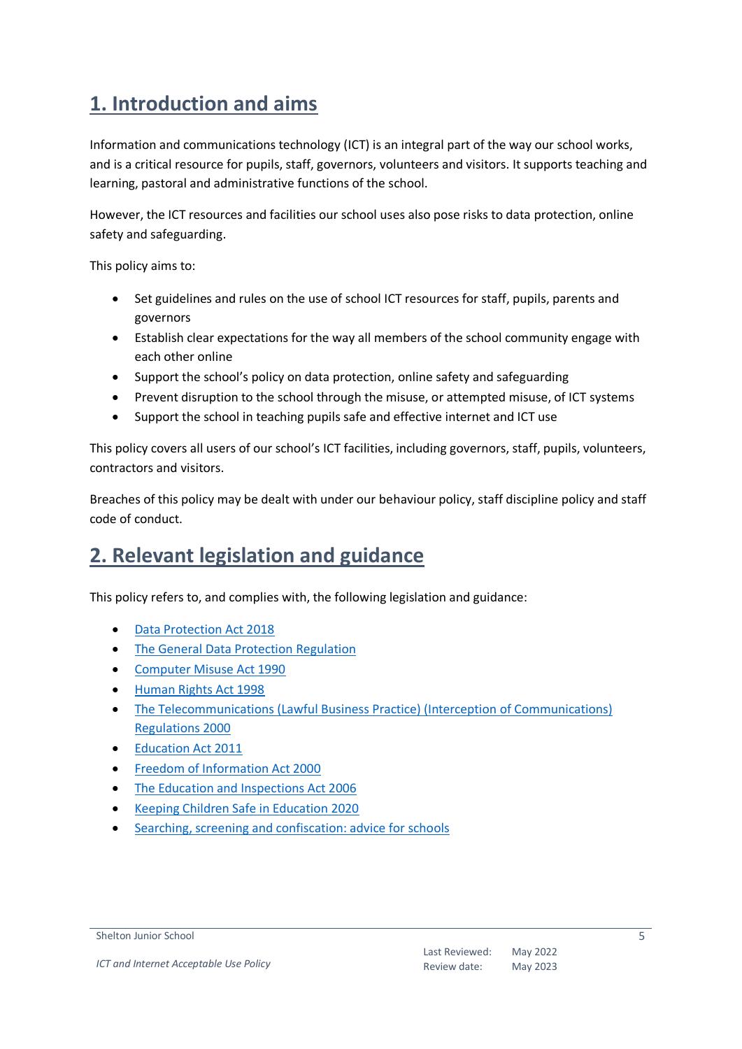## 1. Introduction and aims

Information and communications technology (ICT) is an integral part of the way our school works, and is a critical resource for pupils, staff, governors, volunteers and visitors. It supports teaching and learning, pastoral and administrative functions of the school.

However, the ICT resources and facilities our school uses also pose risks to data protection, online safety and safeguarding.

This policy aims to:

- Set guidelines and rules on the use of school ICT resources for staff, pupils, parents and governors
- Establish clear expectations for the way all members of the school community engage with each other online
- Support the school's policy on data protection, online safety and safeguarding
- Prevent disruption to the school through the misuse, or attempted misuse, of ICT systems
- Support the school in teaching pupils safe and effective internet and ICT use

This policy covers all users of our school's ICT facilities, including governors, staff, pupils, volunteers, contractors and visitors.

Breaches of this policy may be dealt with under our behaviour policy, staff discipline policy and staff code of conduct.

## 2. Relevant legislation and guidance

This policy refers to, and complies with, the following legislation and guidance:

- Data Protection Act 2018
- The General Data Protection Regulation
- Computer Misuse Act 1990
- Human Rights Act 1998
- The Telecommunications (Lawful Business Practice) (Interception of Communications) Regulations 2000
- Education Act 2011
- Freedom of Information Act 2000
- The Education and Inspections Act 2006
- Keeping Children Safe in Education 2020
- Searching, screening and confiscation: advice for schools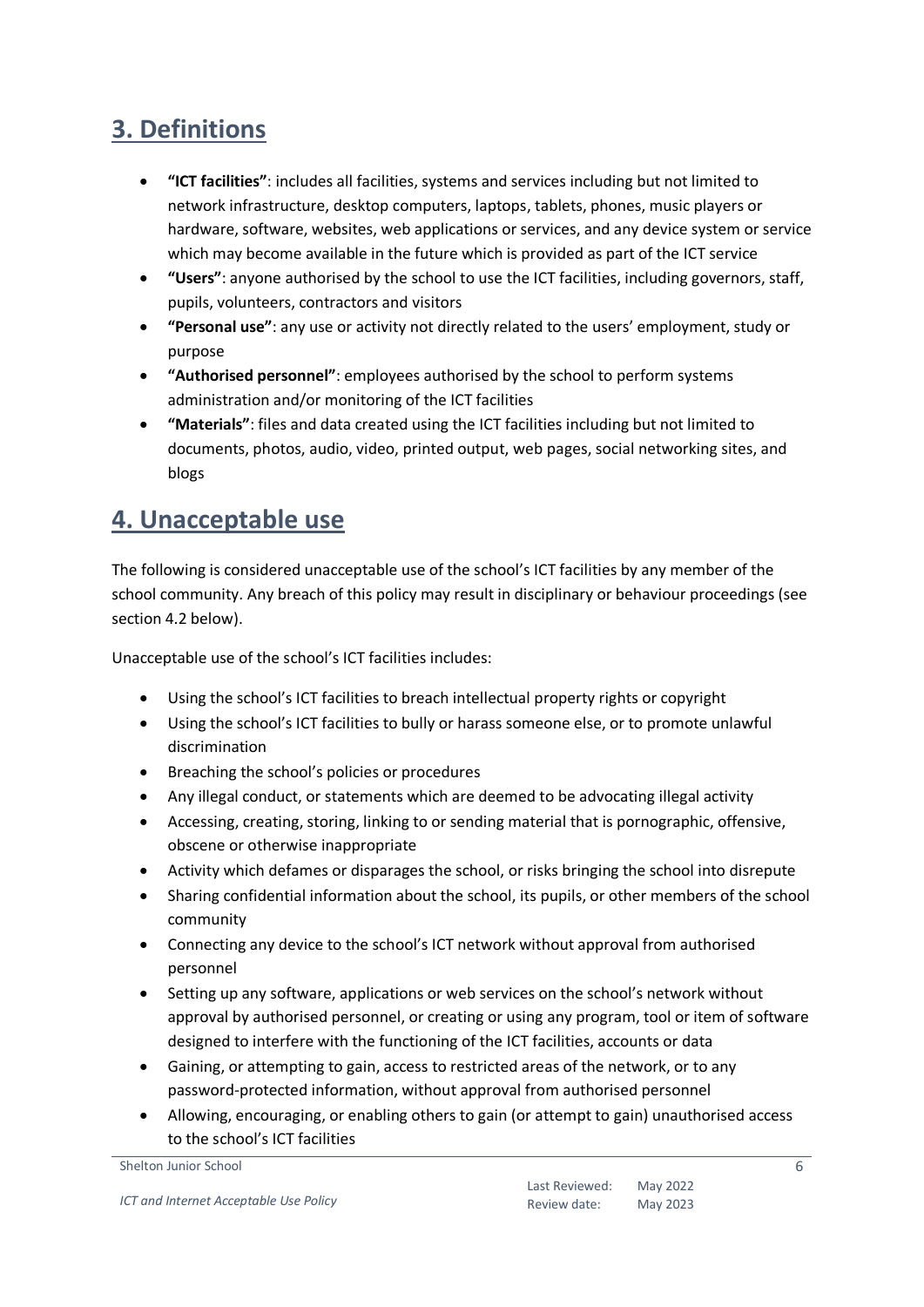## 3. Definitions

- **"ICT facilities"**: includes all facilities, systems and services including but not limited to network infrastructure, desktop computers, laptops, tablets, phones, music players or hardware, software, websites, web applications or services, and any device system or service which may become available in the future which is provided as part of the ICT service
- **"Users"**: anyone authorised by the school to use the ICT facilities, including governors, staff, pupils, volunteers, contractors and visitors
- **"Personal use"**: any use or activity not directly related to the users' employment, study or purpose
- **"Authorised personnel"**: employees authorised by the school to perform systems administration and/or monitoring of the ICT facilities
- **"Materials"**: files and data created using the ICT facilities including but not limited to documents, photos, audio, video, printed output, web pages, social networking sites, and blogs

## 4. Unacceptable use

The following is considered unacceptable use of the school's ICT facilities by any member of the school community. Any breach of this policy may result in disciplinary or behaviour proceedings (see section 4.2 below).

Unacceptable use of the school's ICT facilities includes:

- Using the school's ICT facilities to breach intellectual property rights or copyright
- Using the school's ICT facilities to bully or harass someone else, or to promote unlawful discrimination
- Breaching the school's policies or procedures
- Any illegal conduct, or statements which are deemed to be advocating illegal activity
- Accessing, creating, storing, linking to or sending material that is pornographic, offensive, obscene or otherwise inappropriate
- Activity which defames or disparages the school, or risks bringing the school into disrepute
- Sharing confidential information about the school, its pupils, or other members of the school community
- Connecting any device to the school's ICT network without approval from authorised personnel
- Setting up any software, applications or web services on the school's network without approval by authorised personnel, or creating or using any program, tool or item of software designed to interfere with the functioning of the ICT facilities, accounts or data
- Gaining, or attempting to gain, access to restricted areas of the network, or to any password-protected information, without approval from authorised personnel
- Allowing, encouraging, or enabling others to gain (or attempt to gain) unauthorised access to the school's ICT facilities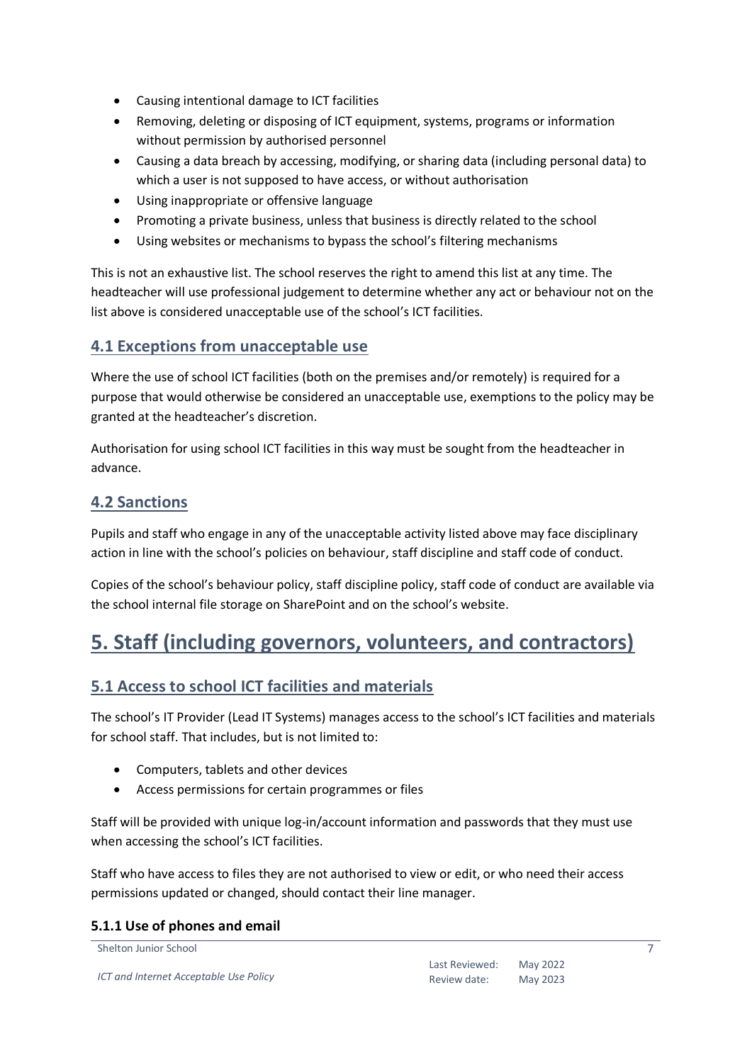- Causing intentional damage to ICT facilities
- Removing, deleting or disposing of ICT equipment, systems, programs or information without permission by authorised personnel
- Causing a data breach by accessing, modifying, or sharing data (including personal data) to which a user is not supposed to have access, or without authorisation
- Using inappropriate or offensive language
- Promoting a private business, unless that business is directly related to the school
- Using websites or mechanisms to bypass the school's filtering mechanisms

This is not an exhaustive list. The school reserves the right to amend this list at any time. The headteacher will use professional judgement to determine whether any act or behaviour not on the list above is considered unacceptable use of the school's ICT facilities.

## 4.1 Exceptions from unacceptable use

Where the use of school ICT facilities (both on the premises and/or remotely) is required for a purpose that would otherwise be considered an unacceptable use, exemptions to the policy may be granted at the headteacher's discretion.

Authorisation for using school ICT facilities in this way must be sought from the headteacher in advance.

## 4.2 Sanctions

Pupils and staff who engage in any of the unacceptable activity listed above may face disciplinary action in line with the school's policies on behaviour, staff discipline and staff code of conduct.

Copies of the school's behaviour policy, staff discipline policy, staff code of conduct are available via the school internal file storage on SharePoint and on the school's website.

# 5. Staff (including governors, volunteers, and contractors)

## 5.1 Access to school ICT facilities and materials

The school's IT Provider (Lead IT Systems) manages access to the school's ICT facilities and materials for school staff. That includes, but is not limited to:

- Computers, tablets and other devices
- Access permissions for certain programmes or files

Staff will be provided with unique log-in/account information and passwords that they must use when accessing the school's ICT facilities.

Staff who have access to files they are not authorised to view or edit, or who need their access permissions updated or changed, should contact their line manager.

#### 5.1.1 Use of phones and email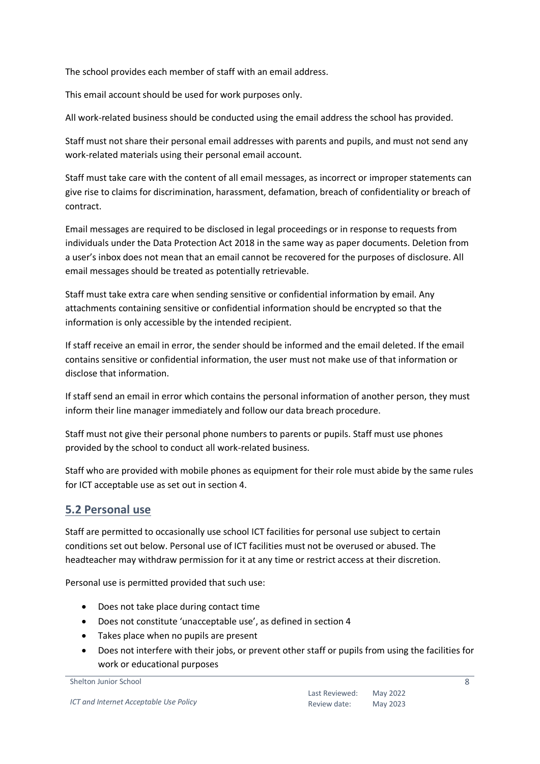The school provides each member of staff with an email address.

This email account should be used for work purposes only.

All work-related business should be conducted using the email address the school has provided.

Staff must not share their personal email addresses with parents and pupils, and must not send any work-related materials using their personal email account.

Staff must take care with the content of all email messages, as incorrect or improper statements can give rise to claims for discrimination, harassment, defamation, breach of confidentiality or breach of contract.

Email messages are required to be disclosed in legal proceedings or in response to requests from individuals under the Data Protection Act 2018 in the same way as paper documents. Deletion from a user's inbox does not mean that an email cannot be recovered for the purposes of disclosure. All email messages should be treated as potentially retrievable.

Staff must take extra care when sending sensitive or confidential information by email. Any attachments containing sensitive or confidential information should be encrypted so that the information is only accessible by the intended recipient.

If staff receive an email in error, the sender should be informed and the email deleted. If the email contains sensitive or confidential information, the user must not make use of that information or disclose that information.

If staff send an email in error which contains the personal information of another person, they must inform their line manager immediately and follow our data breach procedure.

Staff must not give their personal phone numbers to parents or pupils. Staff must use phones provided by the school to conduct all work-related business.

Staff who are provided with mobile phones as equipment for their role must abide by the same rules for ICT acceptable use as set out in section 4.

## 5.2 Personal use

Staff are permitted to occasionally use school ICT facilities for personal use subject to certain conditions set out below. Personal use of ICT facilities must not be overused or abused. The headteacher may withdraw permission for it at any time or restrict access at their discretion.

Personal use is permitted provided that such use:

- Does not take place during contact time
- Does not constitute 'unacceptable use', as defined in section 4
- Takes place when no pupils are present
- Does not interfere with their jobs, or prevent other staff or pupils from using the facilities for work or educational purposes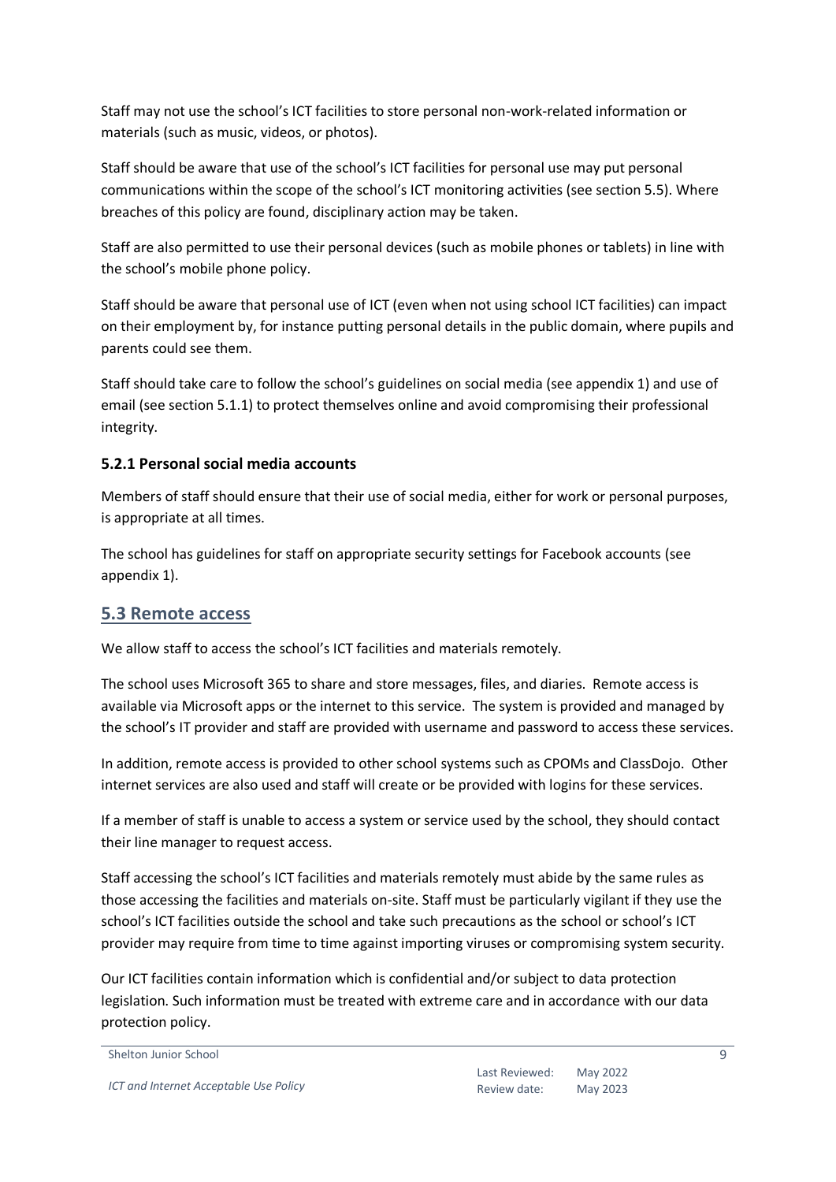Staff may not use the school's ICT facilities to store personal non-work-related information or materials (such as music, videos, or photos).

Staff should be aware that use of the school's ICT facilities for personal use may put personal communications within the scope of the school's ICT monitoring activities (see section 5.5). Where breaches of this policy are found, disciplinary action may be taken.

Staff are also permitted to use their personal devices (such as mobile phones or tablets) in line with the school's mobile phone policy.

Staff should be aware that personal use of ICT (even when not using school ICT facilities) can impact on their employment by, for instance putting personal details in the public domain, where pupils and parents could see them.

Staff should take care to follow the school's guidelines on social media (see appendix 1) and use of email (see section 5.1.1) to protect themselves online and avoid compromising their professional integrity.

### 5.2.1 Personal social media accounts

Members of staff should ensure that their use of social media, either for work or personal purposes, is appropriate at all times.

The school has guidelines for staff on appropriate security settings for Facebook accounts (see appendix 1).

## 5.3 Remote access

We allow staff to access the school's ICT facilities and materials remotely.

The school uses Microsoft 365 to share and store messages, files, and diaries. Remote access is available via Microsoft apps or the internet to this service. The system is provided and managed by the school's IT provider and staff are provided with username and password to access these services.

In addition, remote access is provided to other school systems such as CPOMs and ClassDojo. Other internet services are also used and staff will create or be provided with logins for these services.

If a member of staff is unable to access a system or service used by the school, they should contact their line manager to request access.

Staff accessing the school's ICT facilities and materials remotely must abide by the same rules as those accessing the facilities and materials on-site. Staff must be particularly vigilant if they use the school's ICT facilities outside the school and take such precautions as the school or school's ICT provider may require from time to time against importing viruses or compromising system security.

Our ICT facilities contain information which is confidential and/or subject to data protection legislation. Such information must be treated with extreme care and in accordance with our data protection policy.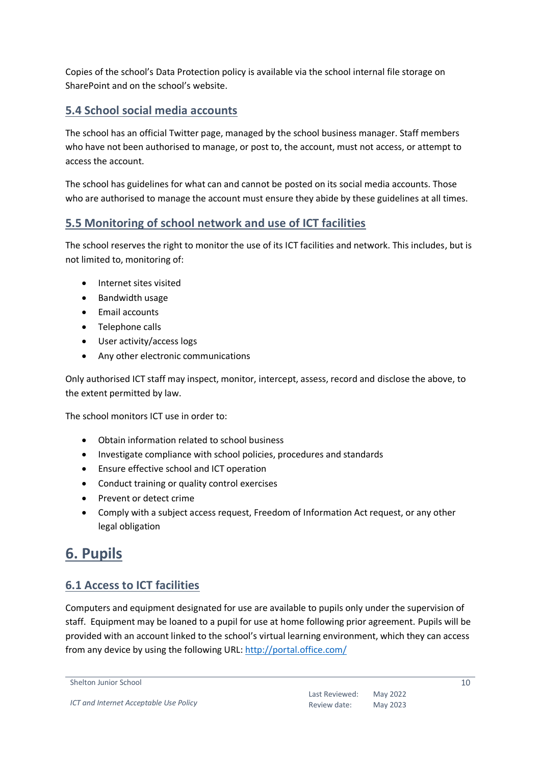Copies of the school's Data Protection policy is available via the school internal file storage on SharePoint and on the school's website.

### 5.4 School social media accounts

The school has an official Twitter page, managed by the school business manager. Staff members who have not been authorised to manage, or post to, the account, must not access, or attempt to access the account.

The school has guidelines for what can and cannot be posted on its social media accounts. Those who are authorised to manage the account must ensure they abide by these guidelines at all times.

### 5.5 Monitoring of school network and use of ICT facilities

The school reserves the right to monitor the use of its ICT facilities and network. This includes, but is not limited to, monitoring of:

- Internet sites visited
- Bandwidth usage
- Email accounts
- Telephone calls
- User activity/access logs
- Any other electronic communications

Only authorised ICT staff may inspect, monitor, intercept, assess, record and disclose the above, to the extent permitted by law.

The school monitors ICT use in order to:

- Obtain information related to school business
- Investigate compliance with school policies, procedures and standards
- Ensure effective school and ICT operation
- Conduct training or quality control exercises
- Prevent or detect crime
- Comply with a subject access request, Freedom of Information Act request, or any other legal obligation

## 6. Pupils

### 6.1 Access to ICT facilities

Computers and equipment designated for use are available to pupils only under the supervision of staff. Equipment may be loaned to a pupil for use at home following prior agreement. Pupils will be provided with an account linked to the school's virtual learning environment, which they can access from any device by using the following URL: [http://portal.office.com/](http://portal.office.com/)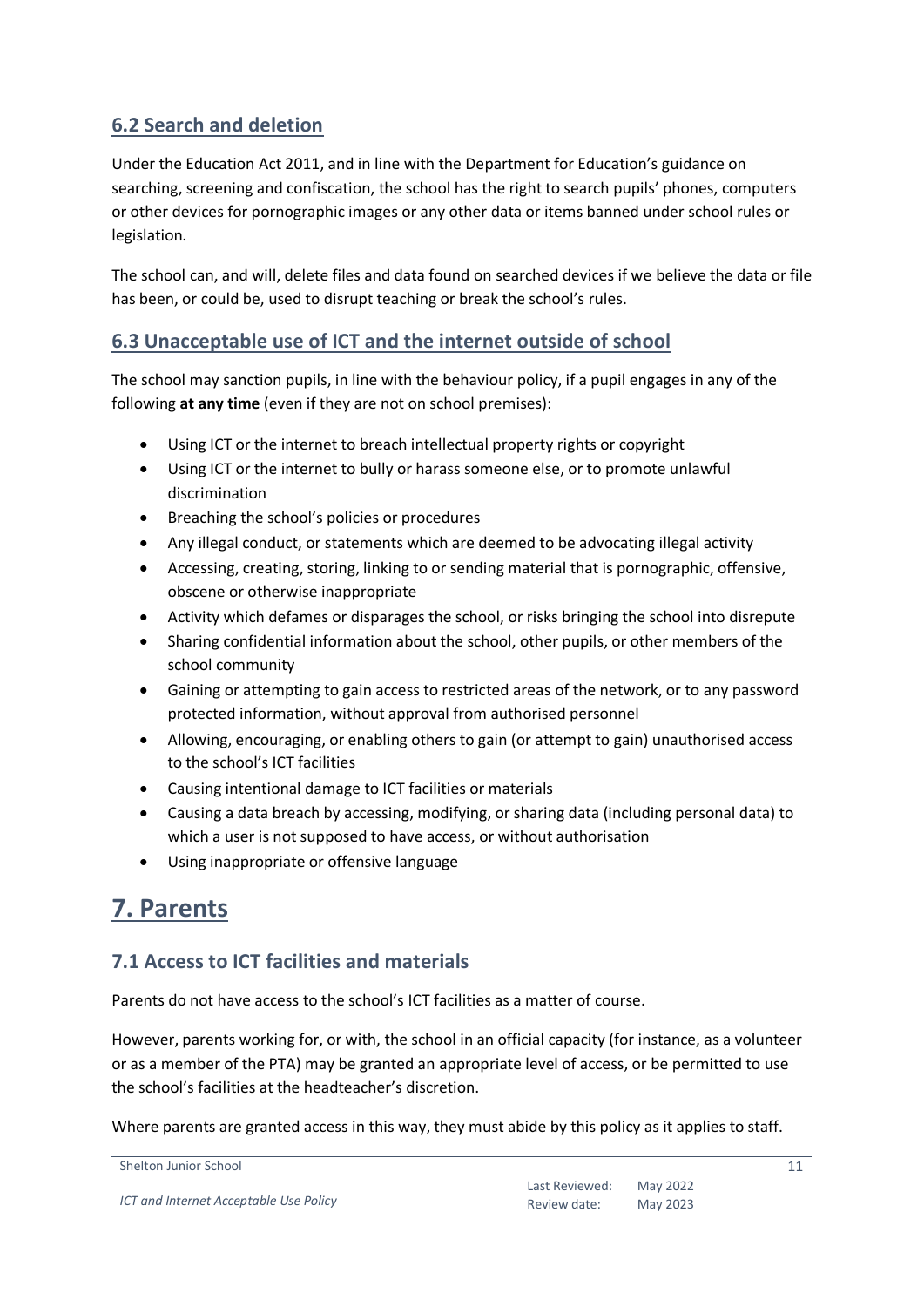### 6.2 Search and deletion

Under the Education Act 2011, and in line with the Department for Education's guidance on searching, screening and confiscation, the school has the right to search pupils' phones, computers or other devices for pornographic images or any other data or items banned under school rules or legislation.

The school can, and will, delete files and data found on searched devices if we believe the data or file has been, or could be, used to disrupt teaching or break the school's rules.

### 6.3 Unacceptable use of ICT and the internet outside of school

The school may sanction pupils, in line with the behaviour policy, if a pupil engages in any of the following **at any time** (even if they are not on school premises):

- Using ICT or the internet to breach intellectual property rights or copyright
- Using ICT or the internet to bully or harass someone else, or to promote unlawful discrimination
- Breaching the school's policies or procedures
- Any illegal conduct, or statements which are deemed to be advocating illegal activity
- Accessing, creating, storing, linking to or sending material that is pornographic, offensive, obscene or otherwise inappropriate
- Activity which defames or disparages the school, or risks bringing the school into disrepute
- Sharing confidential information about the school, other pupils, or other members of the school community
- Gaining or attempting to gain access to restricted areas of the network, or to any password protected information, without approval from authorised personnel
- Allowing, encouraging, or enabling others to gain (or attempt to gain) unauthorised access to the school's ICT facilities
- Causing intentional damage to ICT facilities or materials
- Causing a data breach by accessing, modifying, or sharing data (including personal data) to which a user is not supposed to have access, or without authorisation
- Using inappropriate or offensive language

## 7. Parents

### 7.1 Access to ICT facilities and materials

Parents do not have access to the school's ICT facilities as a matter of course.

However, parents working for, or with, the school in an official capacity (for instance, as a volunteer or as a member of the PTA) may be granted an appropriate level of access, or be permitted to use the school's facilities at the headteacher's discretion.

Where parents are granted access in this way, they must abide by this policy as it applies to staff.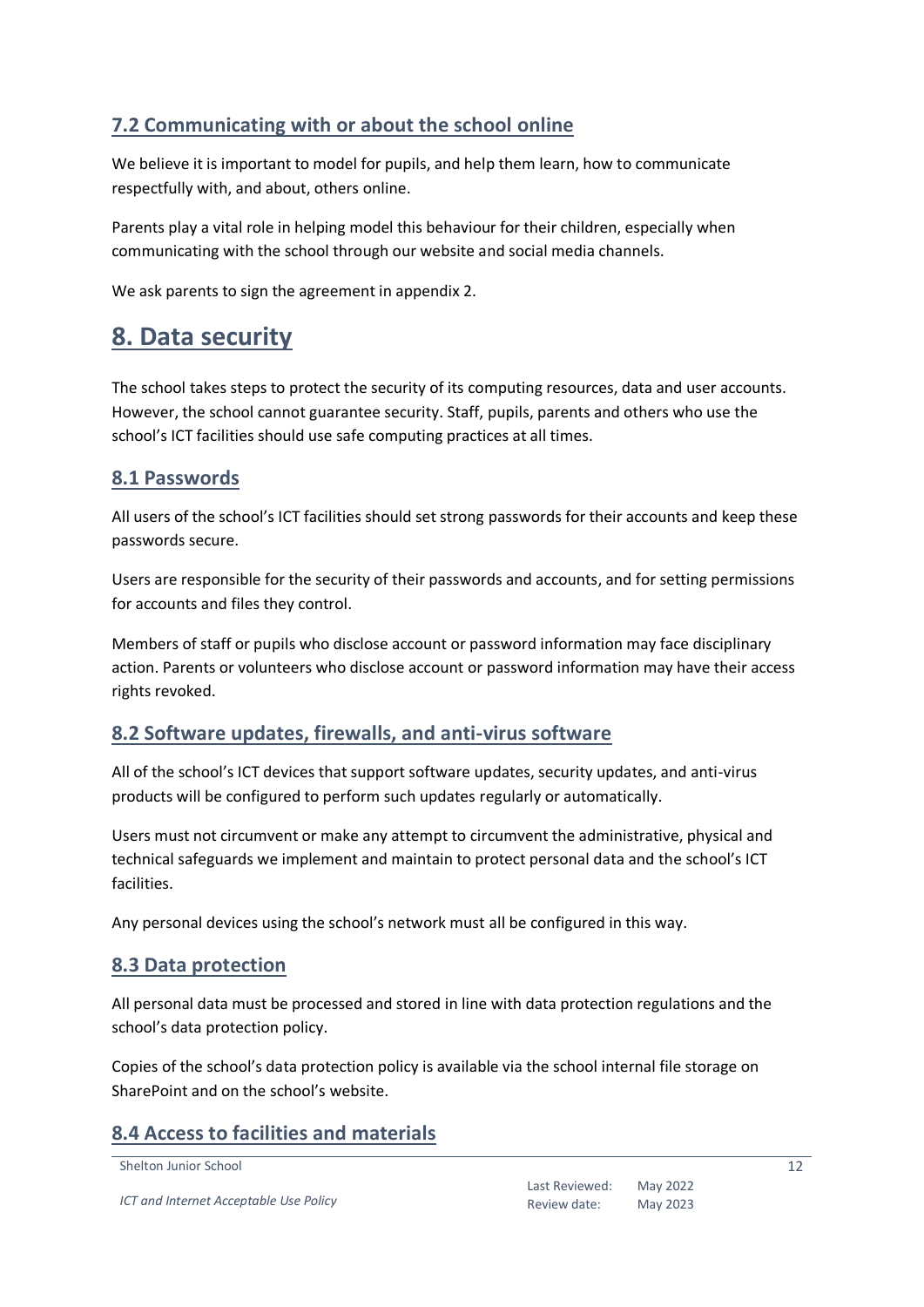### 7.2 Communicating with or about the school online

We believe it is important to model for pupils, and help them learn, how to communicate respectfully with, and about, others online.

Parents play a vital role in helping model this behaviour for their children, especially when communicating with the school through our website and social media channels.

We ask parents to sign the agreement in appendix 2.

## 8. Data security

The school takes steps to protect the security of its computing resources, data and user accounts. However, the school cannot guarantee security. Staff, pupils, parents and others who use the school's ICT facilities should use safe computing practices at all times.

### 8.1 Passwords

All users of the school's ICT facilities should set strong passwords for their accounts and keep these passwords secure.

Users are responsible for the security of their passwords and accounts, and for setting permissions for accounts and files they control.

Members of staff or pupils who disclose account or password information may face disciplinary action. Parents or volunteers who disclose account or password information may have their access rights revoked.

### 8.2 Software updates, firewalls, and anti-virus software

All of the school's ICT devices that support software updates, security updates, and anti-virus products will be configured to perform such updates regularly or automatically.

Users must not circumvent or make any attempt to circumvent the administrative, physical and technical safeguards we implement and maintain to protect personal data and the school's ICT facilities.

Any personal devices using the school's network must all be configured in this way.

### 8.3 Data protection

All personal data must be processed and stored in line with data protection regulations and the school's data protection policy.

Copies of the school's data protection policy is available via the school internal file storage on SharePoint and on the school's website.

### 8.4 Access to facilities and materials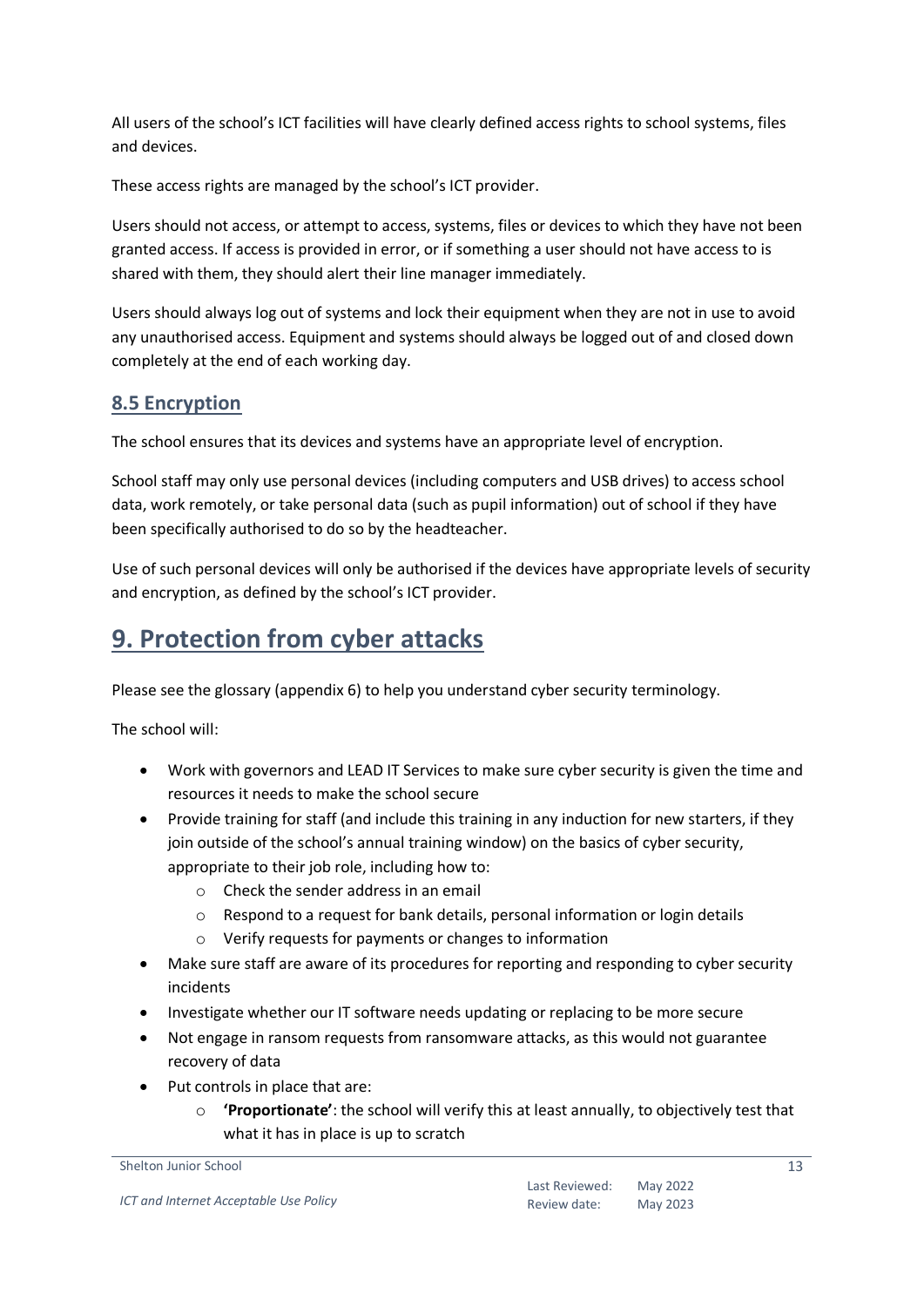All users of the school's ICT facilities will have clearly defined access rights to school systems, files and devices.

These access rights are managed by the school's ICT provider.

Users should not access, or attempt to access, systems, files or devices to which they have not been granted access. If access is provided in error, or if something a user should not have access to is shared with them, they should alert their line manager immediately.

Users should always log out of systems and lock their equipment when they are not in use to avoid any unauthorised access. Equipment and systems should always be logged out of and closed down completely at the end of each working day.

### 8.5 Encryption

The school ensures that its devices and systems have an appropriate level of encryption.

School staff may only use personal devices (including computers and USB drives) to access school data, work remotely, or take personal data (such as pupil information) out of school if they have been specifically authorised to do so by the headteacher.

Use of such personal devices will only be authorised if the devices have appropriate levels of security and encryption, as defined by the school's ICT provider.

## 9. Protection from cyber attacks

Please see the glossary (appendix 6) to help you understand cyber security terminology.

The school will:

- Work with governors and LEAD IT Services to make sure cyber security is given the time and resources it needs to make the school secure
- Provide training for staff (and include this training in any induction for new starters, if they join outside of the school's annual training window) on the basics of cyber security, appropriate to their job role, including how to:
    - Check the sender address in an email
    - Respond to a request for bank details, personal information or login details
    - Verify requests for payments or changes to information
- Make sure staff are aware of its procedures for reporting and responding to cyber security incidents
- Investigate whether our IT software needs updating or replacing to be more secure
- Not engage in ransom requests from ransomware attacks, as this would not guarantee recovery of data
- Put controls in place that are:
    - **'Proportionate'**: the school will verify this at least annually, to objectively test that what it has in place is up to scratch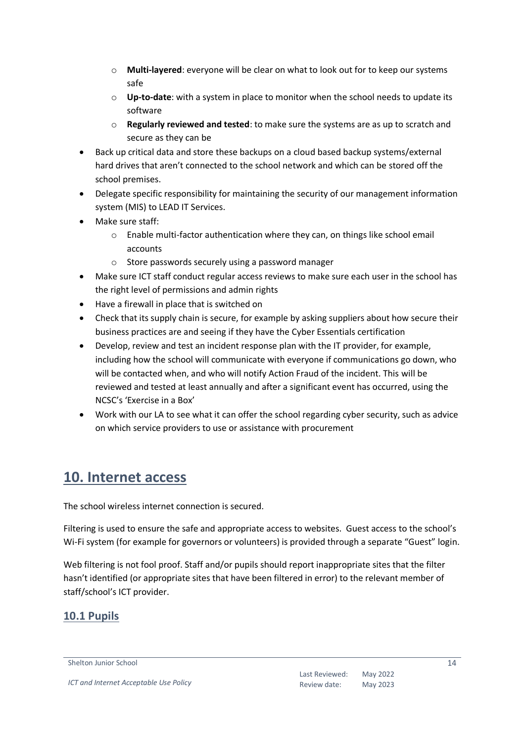- **Multi-layered**: everyone will be clear on what to look out for to keep our systems safe
  - **Up-to-date**: with a system in place to monitor when the school needs to update its software
  - **Regularly reviewed and tested**: to make sure the systems are as up to scratch and secure as they can be
- Back up critical data and store these backups on a cloud based backup systems/external hard drives that aren't connected to the school network and which can be stored off the school premises.
- Delegate specific responsibility for maintaining the security of our management information system (MIS) to LEAD IT Services.
- Make sure staff:
  - Enable multi-factor authentication where they can, on things like school email accounts
  - Store passwords securely using a password manager
- Make sure ICT staff conduct regular access reviews to make sure each user in the school has the right level of permissions and admin rights
- Have a firewall in place that is switched on
- Check that its supply chain is secure, for example by asking suppliers about how secure their business practices are and seeing if they have the Cyber Essentials certification
- Develop, review and test an incident response plan with the IT provider, for example, including how the school will communicate with everyone if communications go down, who will be contacted when, and who will notify Action Fraud of the incident. This will be reviewed and tested at least annually and after a significant event has occurred, using the NCSC's 'Exercise in a Box'
- Work with our LA to see what it can offer the school regarding cyber security, such as advice on which service providers to use or assistance with procurement

## 10. Internet access

The school wireless internet connection is secured.

Filtering is used to ensure the safe and appropriate access to websites. Guest access to the school's Wi-Fi system (for example for governors or volunteers) is provided through a separate "Guest" login.

Web filtering is not fool proof. Staff and/or pupils should report inappropriate sites that the filter hasn't identified (or appropriate sites that have been filtered in error) to the relevant member of staff/school's ICT provider.

### 10.1 Pupils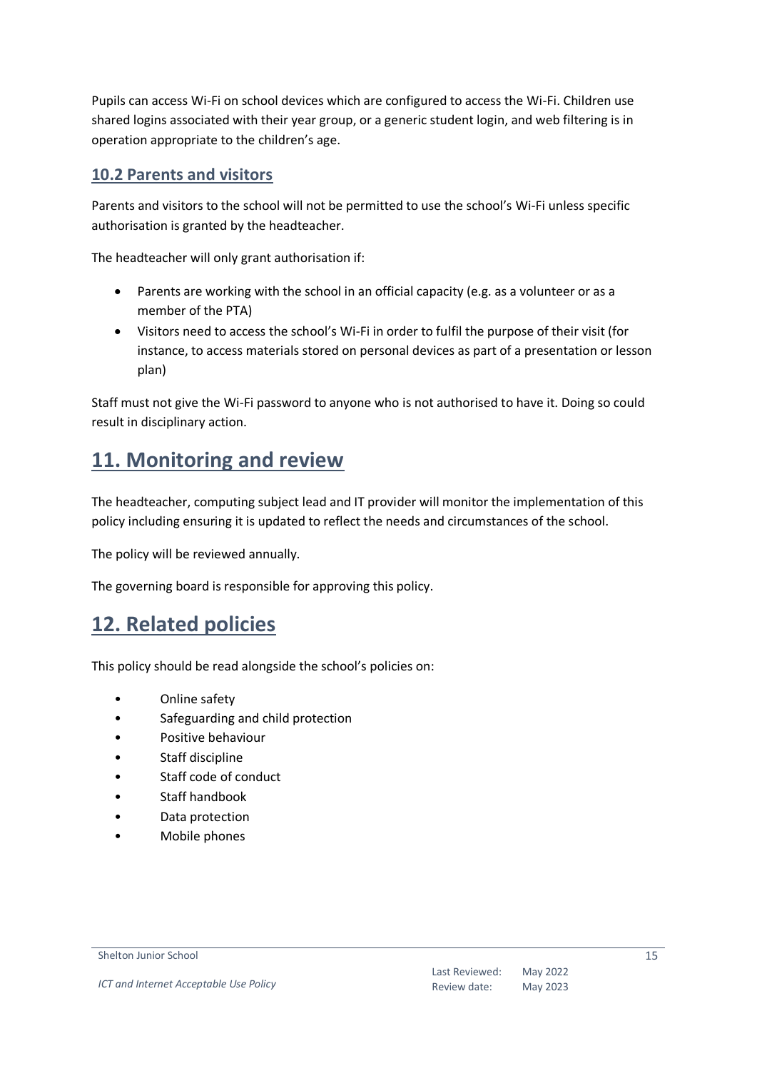Pupils can access Wi-Fi on school devices which are configured to access the Wi-Fi. Children use shared logins associated with their year group, or a generic student login, and web filtering is in operation appropriate to the children's age.

### 10.2 Parents and visitors

Parents and visitors to the school will not be permitted to use the school's Wi-Fi unless specific authorisation is granted by the headteacher.

The headteacher will only grant authorisation if:

- Parents are working with the school in an official capacity (e.g. as a volunteer or as a member of the PTA)
- Visitors need to access the school's Wi-Fi in order to fulfil the purpose of their visit (for instance, to access materials stored on personal devices as part of a presentation or lesson plan)

Staff must not give the Wi-Fi password to anyone who is not authorised to have it. Doing so could result in disciplinary action.

## 11. Monitoring and review

The headteacher, computing subject lead and IT provider will monitor the implementation of this policy including ensuring it is updated to reflect the needs and circumstances of the school.

The policy will be reviewed annually.

The governing board is responsible for approving this policy.

## 12. Related policies

This policy should be read alongside the school's policies on:

- Online safety
- Safeguarding and child protection
- Positive behaviour
- Staff discipline
- Staff code of conduct
- Staff handbook
- Data protection
- Mobile phones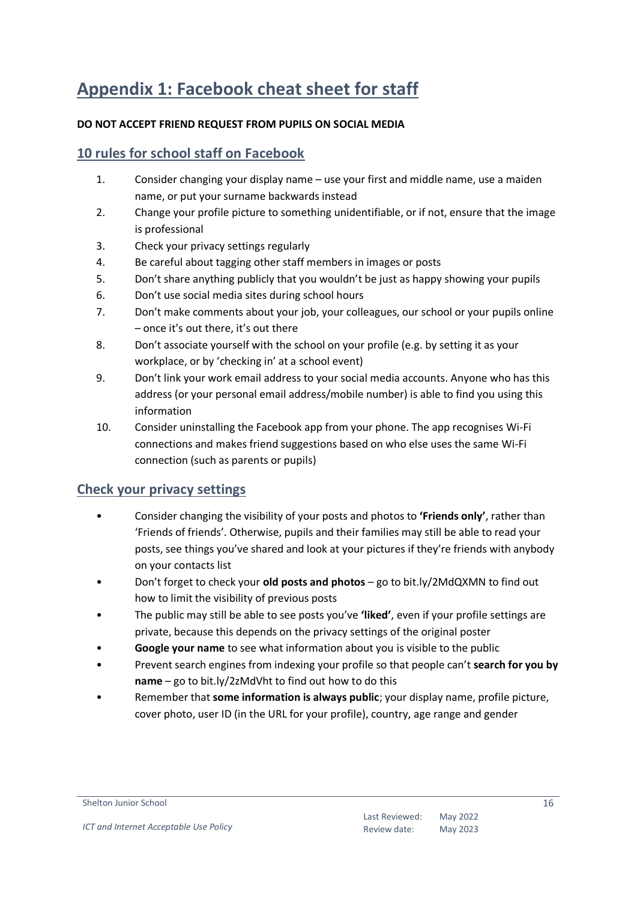# Appendix 1: Facebook cheat sheet for staff

**DO NOT ACCEPT FRIEND REQUEST FROM PUPILS ON SOCIAL MEDIA**

## 10 rules for school staff on Facebook

1. Consider changing your display name – use your first and middle name, use a maiden name, or put your surname backwards instead
2. Change your profile picture to something unidentifiable, or if not, ensure that the image is professional
3. Check your privacy settings regularly
4. Be careful about tagging other staff members in images or posts
5. Don't share anything publicly that you wouldn't be just as happy showing your pupils
6. Don't use social media sites during school hours
7. Don't make comments about your job, your colleagues, our school or your pupils online – once it's out there, it's out there
8. Don't associate yourself with the school on your profile (e.g. by setting it as your workplace, or by 'checking in' at a school event)
9. Don't link your work email address to your social media accounts. Anyone who has this address (or your personal email address/mobile number) is able to find you using this information
10. Consider uninstalling the Facebook app from your phone. The app recognises Wi-Fi connections and makes friend suggestions based on who else uses the same Wi-Fi connection (such as parents or pupils)

## Check your privacy settings

- Consider changing the visibility of your posts and photos to **'Friends only'**, rather than 'Friends of friends'. Otherwise, pupils and their families may still be able to read your posts, see things you've shared and look at your pictures if they're friends with anybody on your contacts list
- Don't forget to check your **old posts and photos** – go to bit.ly/2MdQXMN to find out how to limit the visibility of previous posts
- The public may still be able to see posts you've **'liked'**, even if your profile settings are private, because this depends on the privacy settings of the original poster
- **Google your name** to see what information about you is visible to the public
- Prevent search engines from indexing your profile so that people can't **search for you by name** – go to bit.ly/2zMdVht to find out how to do this
- Remember that **some information is always public**; your display name, profile picture, cover photo, user ID (in the URL for your profile), country, age range and gender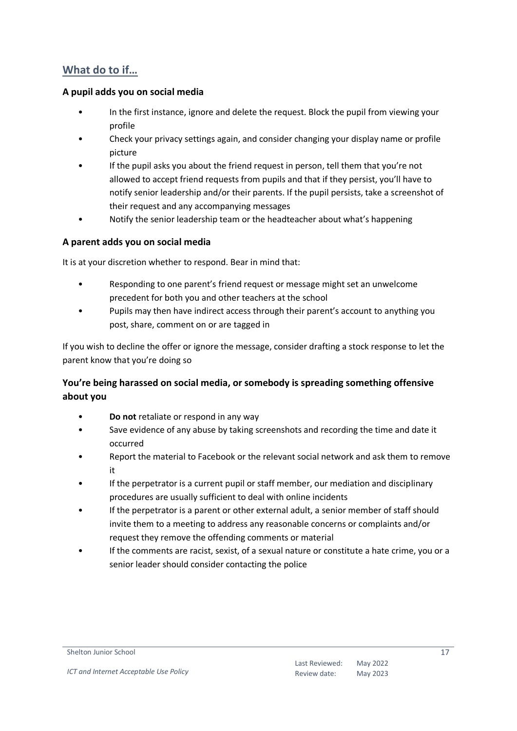## What do to if…

### A pupil adds you on social media

- In the first instance, ignore and delete the request. Block the pupil from viewing your profile
- Check your privacy settings again, and consider changing your display name or profile picture
- If the pupil asks you about the friend request in person, tell them that you're not allowed to accept friend requests from pupils and that if they persist, you'll have to notify senior leadership and/or their parents. If the pupil persists, take a screenshot of their request and any accompanying messages
- Notify the senior leadership team or the headteacher about what's happening

### A parent adds you on social media

It is at your discretion whether to respond. Bear in mind that:

- Responding to one parent's friend request or message might set an unwelcome precedent for both you and other teachers at the school
- Pupils may then have indirect access through their parent's account to anything you post, share, comment on or are tagged in

If you wish to decline the offer or ignore the message, consider drafting a stock response to let the parent know that you're doing so

### You're being harassed on social media, or somebody is spreading something offensive about you

- **Do not** retaliate or respond in any way
- Save evidence of any abuse by taking screenshots and recording the time and date it occurred
- Report the material to Facebook or the relevant social network and ask them to remove it
- If the perpetrator is a current pupil or staff member, our mediation and disciplinary procedures are usually sufficient to deal with online incidents
- If the perpetrator is a parent or other external adult, a senior member of staff should invite them to a meeting to address any reasonable concerns or complaints and/or request they remove the offending comments or material
- If the comments are racist, sexist, of a sexual nature or constitute a hate crime, you or a senior leader should consider contacting the police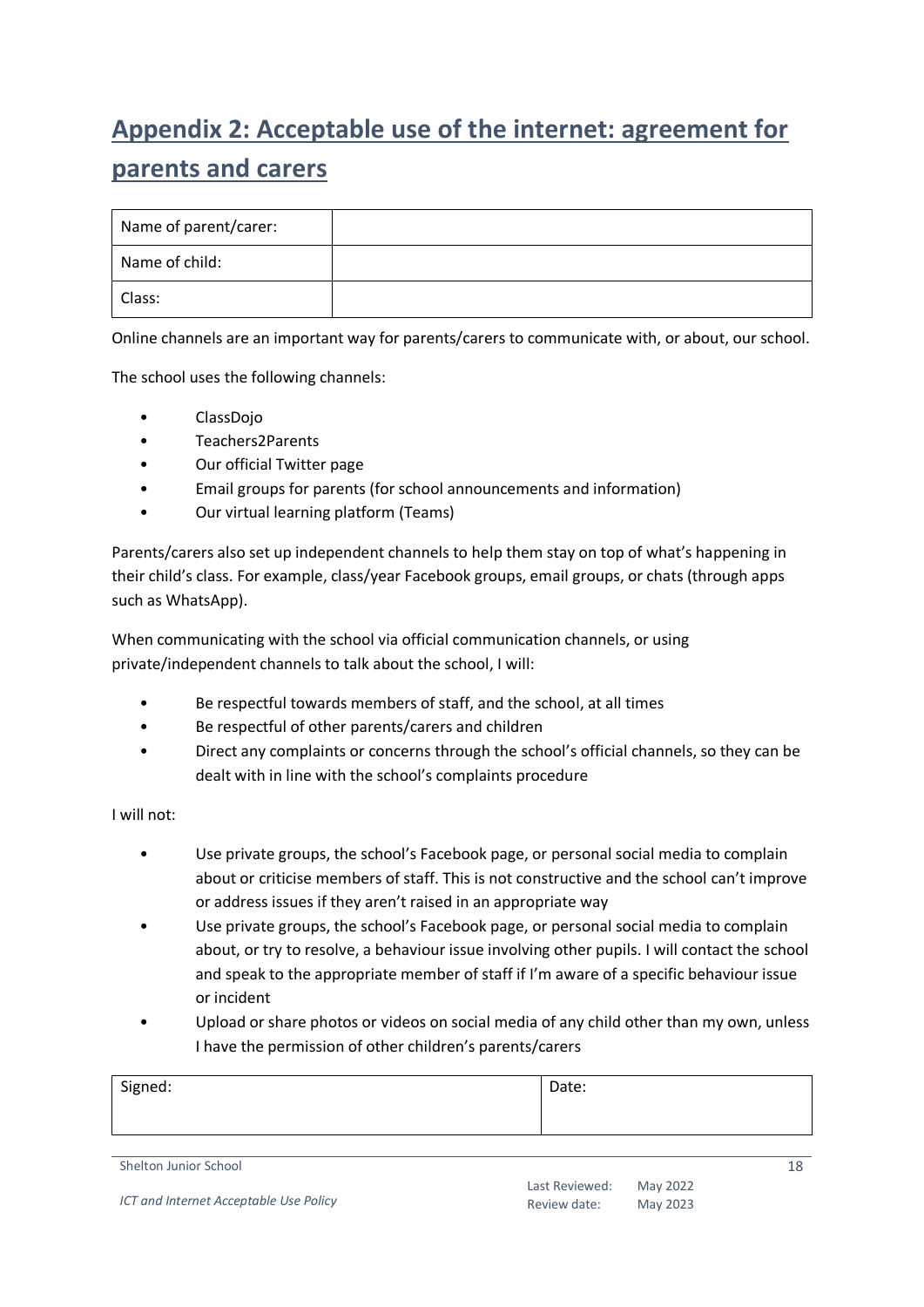# Appendix 2: Acceptable use of the internet: agreement for parents and carers

| Name of parent/carer: | |
|---|---|
| Name of child: | |
| Class: | |

Online channels are an important way for parents/carers to communicate with, or about, our school.

The school uses the following channels:

- ClassDojo
- Teachers2Parents
- Our official Twitter page
- Email groups for parents (for school announcements and information)
- Our virtual learning platform (Teams)

Parents/carers also set up independent channels to help them stay on top of what's happening in their child's class. For example, class/year Facebook groups, email groups, or chats (through apps such as WhatsApp).

When communicating with the school via official communication channels, or using private/independent channels to talk about the school, I will:

- Be respectful towards members of staff, and the school, at all times
- Be respectful of other parents/carers and children
- Direct any complaints or concerns through the school's official channels, so they can be dealt with in line with the school's complaints procedure

I will not:

- Use private groups, the school's Facebook page, or personal social media to complain about or criticise members of staff. This is not constructive and the school can't improve or address issues if they aren't raised in an appropriate way
- Use private groups, the school's Facebook page, or personal social media to complain about, or try to resolve, a behaviour issue involving other pupils. I will contact the school and speak to the appropriate member of staff if I'm aware of a specific behaviour issue or incident
- Upload or share photos or videos on social media of any child other than my own, unless I have the permission of other children's parents/carers

| Signed: | Date: |
|---|---|
| | |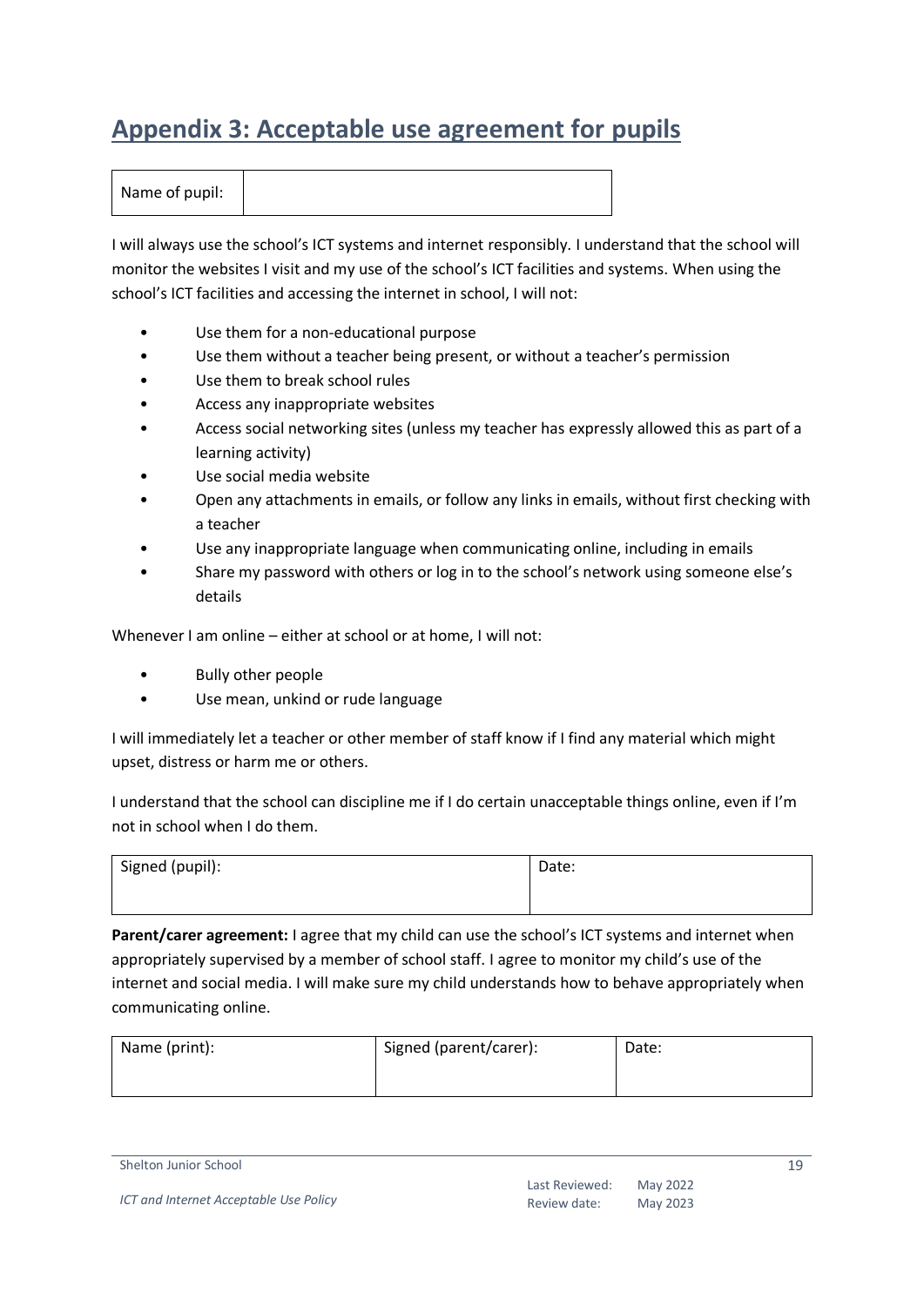## Appendix 3: Acceptable use agreement for pupils

| Name of pupil: | |
|---|---|

I will always use the school's ICT systems and internet responsibly. I understand that the school will monitor the websites I visit and my use of the school's ICT facilities and systems. When using the school's ICT facilities and accessing the internet in school, I will not:

- Use them for a non-educational purpose
- Use them without a teacher being present, or without a teacher's permission
- Use them to break school rules
- Access any inappropriate websites
- Access social networking sites (unless my teacher has expressly allowed this as part of a learning activity)
- Use social media website
- Open any attachments in emails, or follow any links in emails, without first checking with a teacher
- Use any inappropriate language when communicating online, including in emails
- Share my password with others or log in to the school's network using someone else's details

Whenever I am online – either at school or at home, I will not:

- Bully other people
- Use mean, unkind or rude language

I will immediately let a teacher or other member of staff know if I find any material which might upset, distress or harm me or others.

I understand that the school can discipline me if I do certain unacceptable things online, even if I'm not in school when I do them.

| Signed (pupil): | Date: |
|---|---|

**Parent/carer agreement:** I agree that my child can use the school's ICT systems and internet when appropriately supervised by a member of school staff. I agree to monitor my child's use of the internet and social media. I will make sure my child understands how to behave appropriately when communicating online.

| Name (print): | Signed (parent/carer): | Date: |
|---|---|---|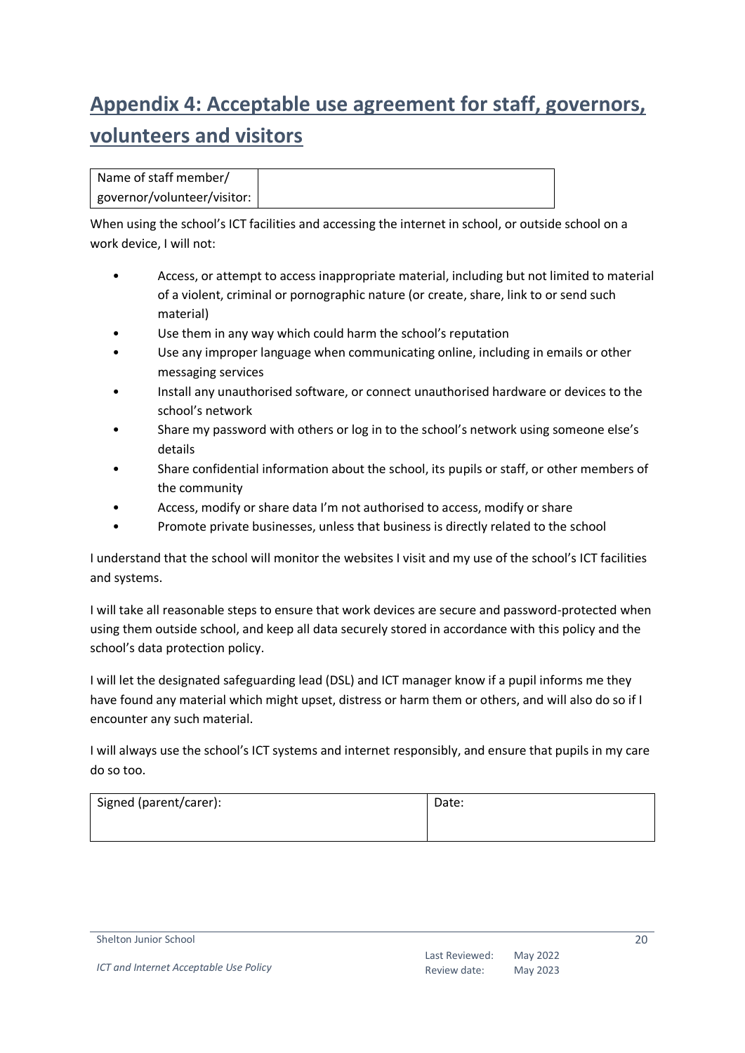## Appendix 4: Acceptable use agreement for staff, governors, volunteers and visitors

| Name of staff member/ governor/volunteer/visitor: | |
|---|---|

When using the school's ICT facilities and accessing the internet in school, or outside school on a work device, I will not:

- Access, or attempt to access inappropriate material, including but not limited to material of a violent, criminal or pornographic nature (or create, share, link to or send such material)
- Use them in any way which could harm the school's reputation
- Use any improper language when communicating online, including in emails or other messaging services
- Install any unauthorised software, or connect unauthorised hardware or devices to the school's network
- Share my password with others or log in to the school's network using someone else's details
- Share confidential information about the school, its pupils or staff, or other members of the community
- Access, modify or share data I'm not authorised to access, modify or share
- Promote private businesses, unless that business is directly related to the school

I understand that the school will monitor the websites I visit and my use of the school's ICT facilities and systems.

I will take all reasonable steps to ensure that work devices are secure and password-protected when using them outside school, and keep all data securely stored in accordance with this policy and the school's data protection policy.

I will let the designated safeguarding lead (DSL) and ICT manager know if a pupil informs me they have found any material which might upset, distress or harm them or others, and will also do so if I encounter any such material.

I will always use the school's ICT systems and internet responsibly, and ensure that pupils in my care do so too.

| Signed (parent/carer): | Date: |
|---|---|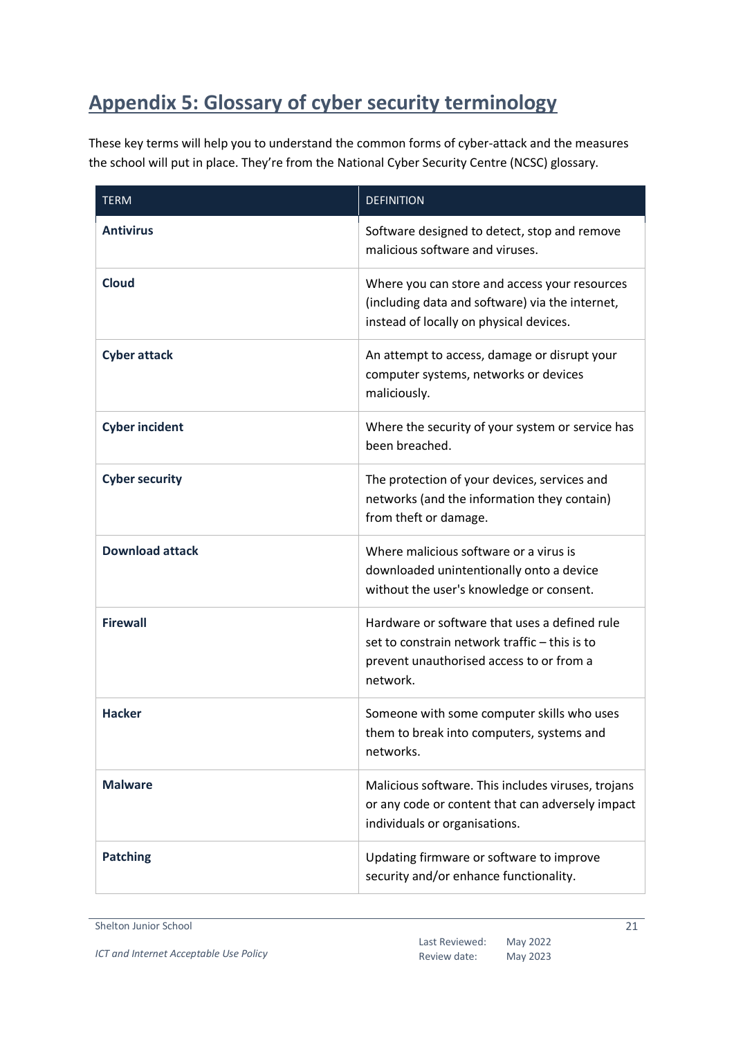## Appendix 5: Glossary of cyber security terminology

These key terms will help you to understand the common forms of cyber-attack and the measures the school will put in place. They're from the National Cyber Security Centre (NCSC) glossary.

| TERM | DEFINITION |
|---|---|
| **Antivirus** | Software designed to detect, stop and remove malicious software and viruses. |
| **Cloud** | Where you can store and access your resources (including data and software) via the internet, instead of locally on physical devices. |
| **Cyber attack** | An attempt to access, damage or disrupt your computer systems, networks or devices maliciously. |
| **Cyber incident** | Where the security of your system or service has been breached. |
| **Cyber security** | The protection of your devices, services and networks (and the information they contain) from theft or damage. |
| **Download attack** | Where malicious software or a virus is downloaded unintentionally onto a device without the user's knowledge or consent. |
| **Firewall** | Hardware or software that uses a defined rule set to constrain network traffic – this is to prevent unauthorised access to or from a network. |
| **Hacker** | Someone with some computer skills who uses them to break into computers, systems and networks. |
| **Malware** | Malicious software. This includes viruses, trojans or any code or content that can adversely impact individuals or organisations. |
| **Patching** | Updating firmware or software to improve security and/or enhance functionality. |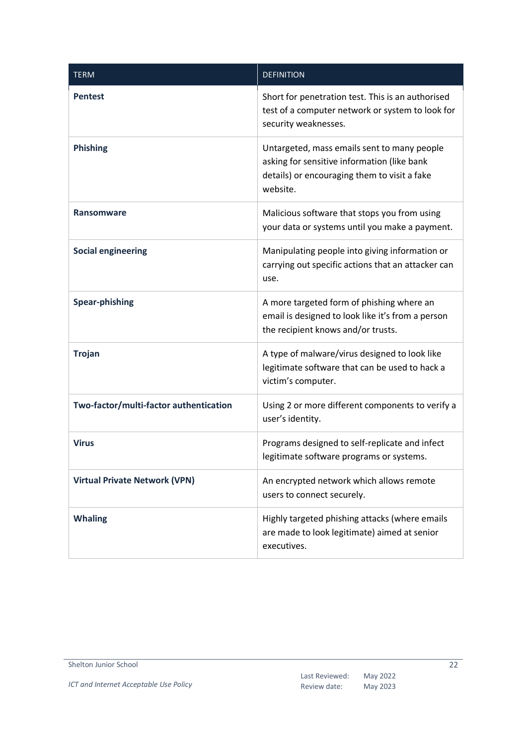| TERM | DEFINITION |
| --- | --- |
| **Pentest** | Short for penetration test. This is an authorised test of a computer network or system to look for security weaknesses. |
| **Phishing** | Untargeted, mass emails sent to many people asking for sensitive information (like bank details) or encouraging them to visit a fake website. |
| **Ransomware** | Malicious software that stops you from using your data or systems until you make a payment. |
| **Social engineering** | Manipulating people into giving information or carrying out specific actions that an attacker can use. |
| **Spear-phishing** | A more targeted form of phishing where an email is designed to look like it's from a person the recipient knows and/or trusts. |
| **Trojan** | A type of malware/virus designed to look like legitimate software that can be used to hack a victim's computer. |
| **Two-factor/multi-factor authentication** | Using 2 or more different components to verify a user's identity. |
| **Virus** | Programs designed to self-replicate and infect legitimate software programs or systems. |
| **Virtual Private Network (VPN)** | An encrypted network which allows remote users to connect securely. |
| **Whaling** | Highly targeted phishing attacks (where emails are made to look legitimate) aimed at senior executives. |